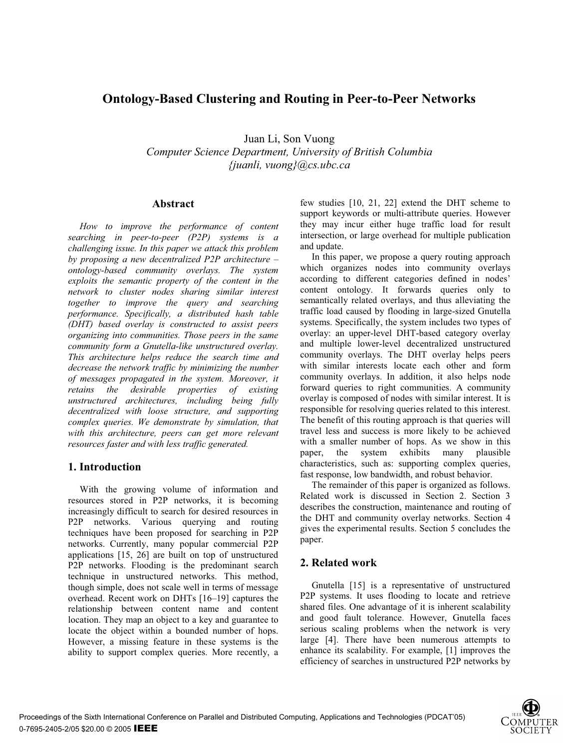# Ontology-Based Clustering and Routing in Peer-to-Peer Networks

Juan Li, Son Vuong

*Computer Science Department, University of British Columbia*
*{juanli, vuong}@cs.ubc.ca*

## Abstract

*How to improve the performance of content searching in peer-to-peer (P2P) systems is a challenging issue. In this paper we attack this problem by proposing a new decentralized P2P architecture – ontology-based community overlays. The system exploits the semantic property of the content in the network to cluster nodes sharing similar interest together to improve the query and searching performance. Specifically, a distributed hash table (DHT) based overlay is constructed to assist peers organizing into communities. Those peers in the same community form a Gnutella-like unstructured overlay. This architecture helps reduce the search time and decrease the network traffic by minimizing the number of messages propagated in the system. Moreover, it retains the desirable properties of existing unstructured architectures, including being fully decentralized with loose structure, and supporting complex queries. We demonstrate by simulation, that with this architecture, peers can get more relevant resources faster and with less traffic generated.*

## 1. Introduction

With the growing volume of information and resources stored in P2P networks, it is becoming increasingly difficult to search for desired resources in P2P networks. Various querying and routing techniques have been proposed for searching in P2P networks. Currently, many popular commercial P2P applications [15, 26] are built on top of unstructured P2P networks. Flooding is the predominant search technique in unstructured networks. This method, though simple, does not scale well in terms of message overhead. Recent work on DHTs [16–19] captures the relationship between content name and content location. They map an object to a key and guarantee to locate the object within a bounded number of hops. However, a missing feature in these systems is the ability to support complex queries. More recently, a few studies [10, 21, 22] extend the DHT scheme to support keywords or multi-attribute queries. However they may incur either huge traffic load for result intersection, or large overhead for multiple publication and update.

In this paper, we propose a query routing approach which organizes nodes into community overlays according to different categories defined in nodes' content ontology. It forwards queries only to semantically related overlays, and thus alleviating the traffic load caused by flooding in large-sized Gnutella systems. Specifically, the system includes two types of overlay: an upper-level DHT-based category overlay and multiple lower-level decentralized unstructured community overlays. The DHT overlay helps peers with similar interests locate each other and form community overlays. In addition, it also helps node forward queries to right communities. A community overlay is composed of nodes with similar interest. It is responsible for resolving queries related to this interest. The benefit of this routing approach is that queries will travel less and success is more likely to be achieved with a smaller number of hops. As we show in this paper, the system exhibits many plausible characteristics, such as: supporting complex queries, fast response, low bandwidth, and robust behavior.

The remainder of this paper is organized as follows. Related work is discussed in Section 2. Section 3 describes the construction, maintenance and routing of the DHT and community overlay networks. Section 4 gives the experimental results. Section 5 concludes the paper.

## 2. Related work

Gnutella [15] is a representative of unstructured P2P systems. It uses flooding to locate and retrieve shared files. One advantage of it is inherent scalability and good fault tolerance. However, Gnutella faces serious scaling problems when the network is very large [4]. There have been numerous attempts to enhance its scalability. For example, [1] improves the efficiency of searches in unstructured P2P networks by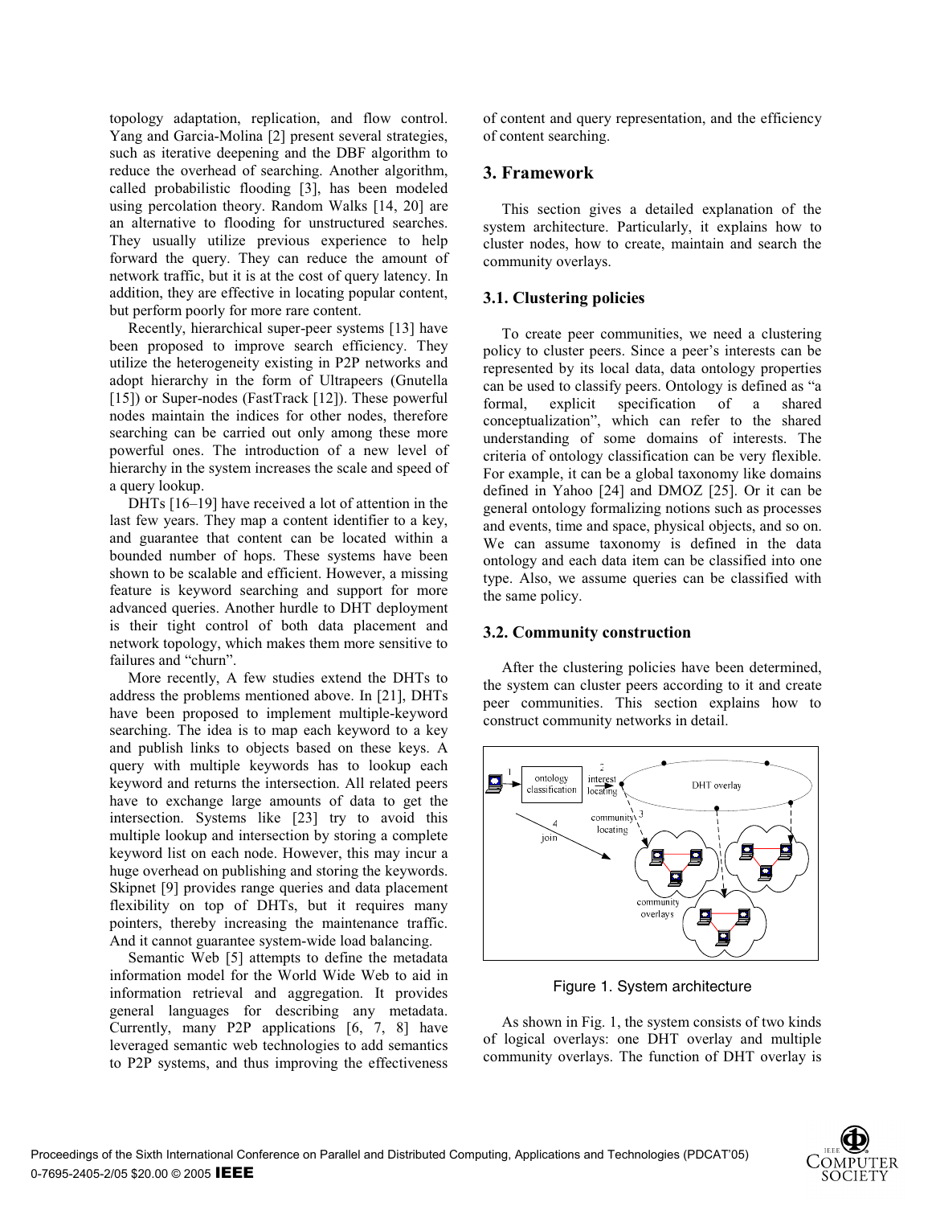topology adaptation, replication, and flow control. Yang and Garcia-Molina [2] present several strategies, such as iterative deepening and the DBF algorithm to reduce the overhead of searching. Another algorithm, called probabilistic flooding [3], has been modeled using percolation theory. Random Walks [14, 20] are an alternative to flooding for unstructured searches. They usually utilize previous experience to help forward the query. They can reduce the amount of network traffic, but it is at the cost of query latency. In addition, they are effective in locating popular content, but perform poorly for more rare content.

Recently, hierarchical super-peer systems [13] have been proposed to improve search efficiency. They utilize the heterogeneity existing in P2P networks and adopt hierarchy in the form of Ultrapeers (Gnutella [15]) or Super-nodes (FastTrack [12]). These powerful nodes maintain the indices for other nodes, therefore searching can be carried out only among these more powerful ones. The introduction of a new level of hierarchy in the system increases the scale and speed of a query lookup.

DHTs [16–19] have received a lot of attention in the last few years. They map a content identifier to a key, and guarantee that content can be located within a bounded number of hops. These systems have been shown to be scalable and efficient. However, a missing feature is keyword searching and support for more advanced queries. Another hurdle to DHT deployment is their tight control of both data placement and network topology, which makes them more sensitive to failures and "churn".

More recently, A few studies extend the DHTs to address the problems mentioned above. In [21], DHTs have been proposed to implement multiple-keyword searching. The idea is to map each keyword to a key and publish links to objects based on these keys. A query with multiple keywords has to lookup each keyword and returns the intersection. All related peers have to exchange large amounts of data to get the intersection. Systems like [23] try to avoid this multiple lookup and intersection by storing a complete keyword list on each node. However, this may incur a huge overhead on publishing and storing the keywords. Skipnet [9] provides range queries and data placement flexibility on top of DHTs, but it requires many pointers, thereby increasing the maintenance traffic. And it cannot guarantee system-wide load balancing.

Semantic Web [5] attempts to define the metadata information model for the World Wide Web to aid in information retrieval and aggregation. It provides general languages for describing any metadata. Currently, many P2P applications [6, 7, 8] have leveraged semantic web technologies to add semantics to P2P systems, and thus improving the effectiveness of content and query representation, and the efficiency of content searching.

## 3. Framework

This section gives a detailed explanation of the system architecture. Particularly, it explains how to cluster nodes, how to create, maintain and search the community overlays.

### 3.1. Clustering policies

To create peer communities, we need a clustering policy to cluster peers. Since a peer's interests can be represented by its local data, data ontology properties can be used to classify peers. Ontology is defined as "a formal, explicit specification of a shared conceptualization", which can refer to the shared understanding of some domains of interests. The criteria of ontology classification can be very flexible. For example, it can be a global taxonomy like domains defined in Yahoo [24] and DMOZ [25]. Or it can be general ontology formalizing notions such as processes and events, time and space, physical objects, and so on. We can assume taxonomy is defined in the data ontology and each data item can be classified into one type. Also, we assume queries can be classified with the same policy.

### 3.2. Community construction

After the clustering policies have been determined, the system can cluster peers according to it and create peer communities. This section explains how to construct community networks in detail.

Figure 1. System architecture

As shown in Fig. 1, the system consists of two kinds of logical overlays: one DHT overlay and multiple community overlays. The function of DHT overlay is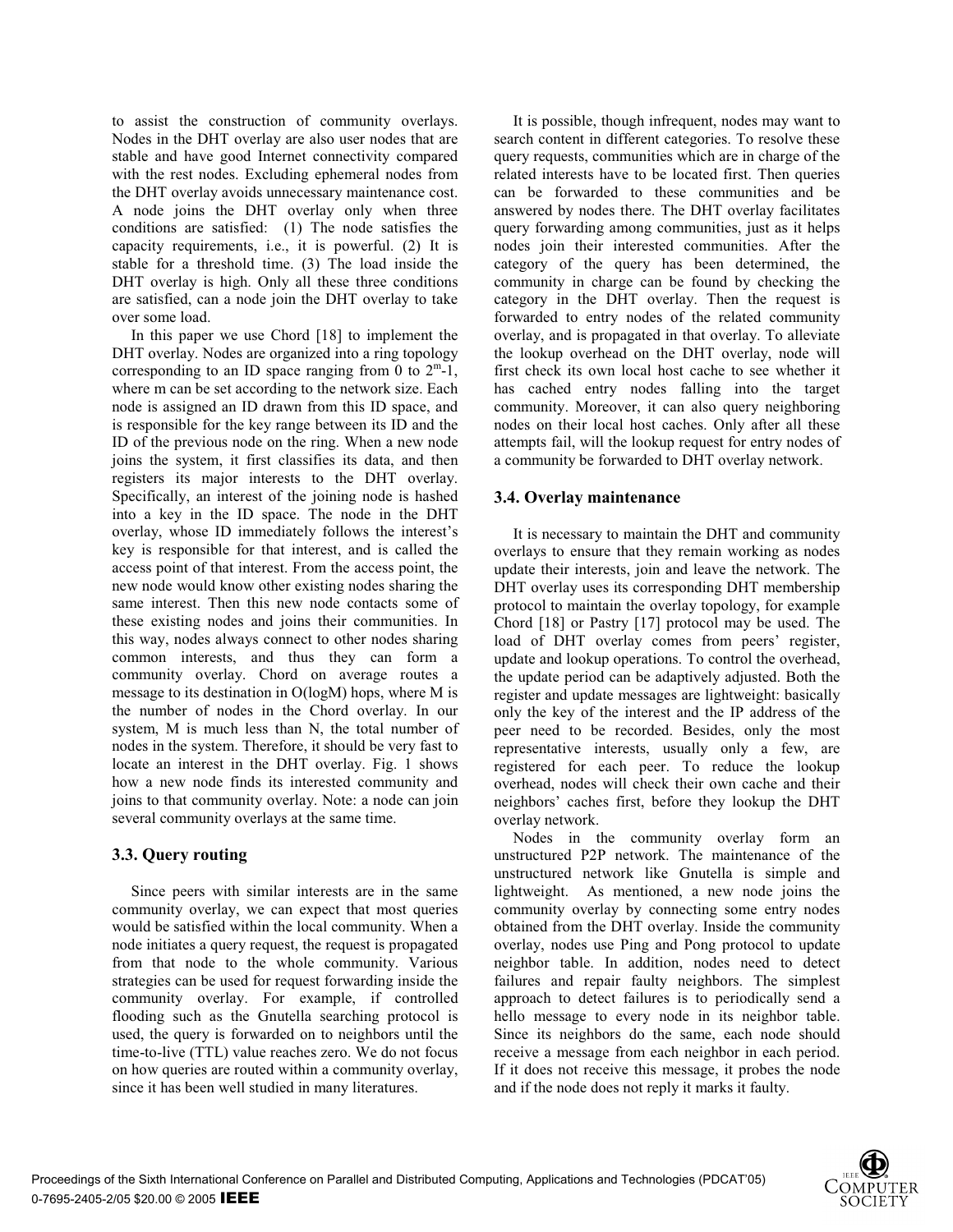to assist the construction of community overlays. Nodes in the DHT overlay are also user nodes that are stable and have good Internet connectivity compared with the rest nodes. Excluding ephemeral nodes from the DHT overlay avoids unnecessary maintenance cost. A node joins the DHT overlay only when three conditions are satisfied: (1) The node satisfies the capacity requirements, i.e., it is powerful. (2) It is stable for a threshold time. (3) The load inside the DHT overlay is high. Only all these three conditions are satisfied, can a node join the DHT overlay to take over some load.

In this paper we use Chord [18] to implement the DHT overlay. Nodes are organized into a ring topology corresponding to an ID space ranging from 0 to $2^m$-1, where m can be set according to the network size. Each node is assigned an ID drawn from this ID space, and is responsible for the key range between its ID and the ID of the previous node on the ring. When a new node joins the system, it first classifies its data, and then registers its major interests to the DHT overlay. Specifically, an interest of the joining node is hashed into a key in the ID space. The node in the DHT overlay, whose ID immediately follows the interest's key is responsible for that interest, and is called the access point of that interest. From the access point, the new node would know other existing nodes sharing the same interest. Then this new node contacts some of these existing nodes and joins their communities. In this way, nodes always connect to other nodes sharing common interests, and thus they can form a community overlay. Chord on average routes a message to its destination in O(logM) hops, where M is the number of nodes in the Chord overlay. In our system, M is much less than N, the total number of nodes in the system. Therefore, it should be very fast to locate an interest in the DHT overlay. Fig. 1 shows how a new node finds its interested community and joins to that community overlay. Note: a node can join several community overlays at the same time.

### 3.3. Query routing

Since peers with similar interests are in the same community overlay, we can expect that most queries would be satisfied within the local community. When a node initiates a query request, the request is propagated from that node to the whole community. Various strategies can be used for request forwarding inside the community overlay. For example, if controlled flooding such as the Gnutella searching protocol is used, the query is forwarded on to neighbors until the time-to-live (TTL) value reaches zero. We do not focus on how queries are routed within a community overlay, since it has been well studied in many literatures.

It is possible, though infrequent, nodes may want to search content in different categories. To resolve these query requests, communities which are in charge of the related interests have to be located first. Then queries can be forwarded to these communities and be answered by nodes there. The DHT overlay facilitates query forwarding among communities, just as it helps nodes join their interested communities. After the category of the query has been determined, the community in charge can be found by checking the category in the DHT overlay. Then the request is forwarded to entry nodes of the related community overlay, and is propagated in that overlay. To alleviate the lookup overhead on the DHT overlay, node will first check its own local host cache to see whether it has cached entry nodes falling into the target community. Moreover, it can also query neighboring nodes on their local host caches. Only after all these attempts fail, will the lookup request for entry nodes of a community be forwarded to DHT overlay network.

### 3.4. Overlay maintenance

It is necessary to maintain the DHT and community overlays to ensure that they remain working as nodes update their interests, join and leave the network. The DHT overlay uses its corresponding DHT membership protocol to maintain the overlay topology, for example Chord [18] or Pastry [17] protocol may be used. The load of DHT overlay comes from peers' register, update and lookup operations. To control the overhead, the update period can be adaptively adjusted. Both the register and update messages are lightweight: basically only the key of the interest and the IP address of the peer need to be recorded. Besides, only the most representative interests, usually only a few, are registered for each peer. To reduce the lookup overhead, nodes will check their own cache and their neighbors' caches first, before they lookup the DHT overlay network.

Nodes in the community overlay form an unstructured P2P network. The maintenance of the unstructured network like Gnutella is simple and lightweight. As mentioned, a new node joins the community overlay by connecting some entry nodes obtained from the DHT overlay. Inside the community overlay, nodes use Ping and Pong protocol to update neighbor table. In addition, nodes need to detect failures and repair faulty neighbors. The simplest approach to detect failures is to periodically send a hello message to every node in its neighbor table. Since its neighbors do the same, each node should receive a message from each neighbor in each period. If it does not receive this message, it probes the node and if the node does not reply it marks it faulty.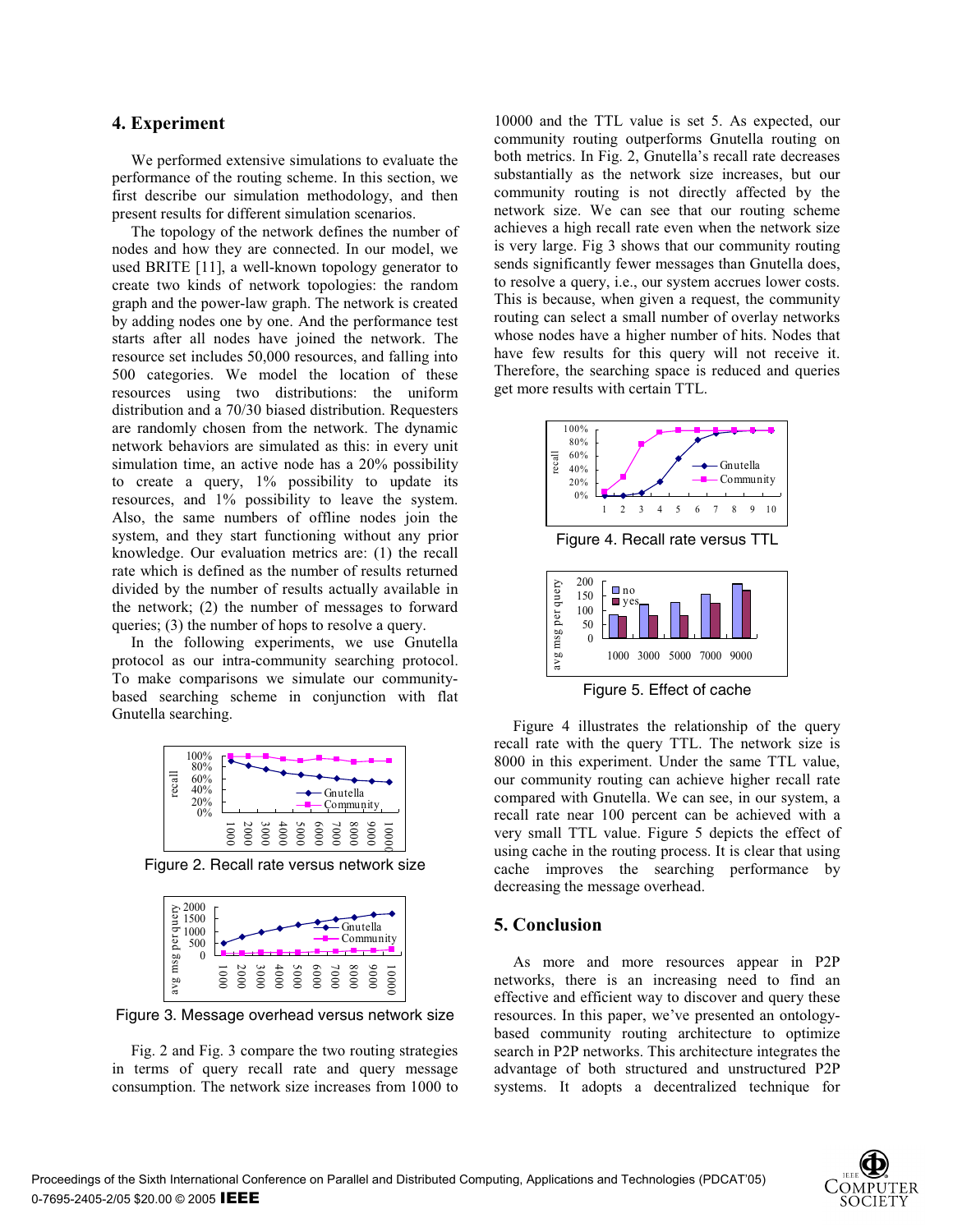## 4. Experiment

We performed extensive simulations to evaluate the performance of the routing scheme. In this section, we first describe our simulation methodology, and then present results for different simulation scenarios.

The topology of the network defines the number of nodes and how they are connected. In our model, we used BRITE [11], a well-known topology generator to create two kinds of network topologies: the random graph and the power-law graph. The network is created by adding nodes one by one. And the performance test starts after all nodes have joined the network. The resource set includes 50,000 resources, and falling into 500 categories. We model the location of these resources using two distributions: the uniform distribution and a 70/30 biased distribution. Requesters are randomly chosen from the network. The dynamic network behaviors are simulated as this: in every unit simulation time, an active node has a 20% possibility to create a query, 1% possibility to update its resources, and 1% possibility to leave the system. Also, the same numbers of offline nodes join the system, and they start functioning without any prior knowledge. Our evaluation metrics are: (1) the recall rate which is defined as the number of results returned divided by the number of results actually available in the network; (2) the number of messages to forward queries; (3) the number of hops to resolve a query.

In the following experiments, we use Gnutella protocol as our intra-community searching protocol. To make comparisons we simulate our community-based searching scheme in conjunction with flat Gnutella searching.

Figure 2. Recall rate versus network size

Figure 3. Message overhead versus network size

Fig. 2 and Fig. 3 compare the two routing strategies in terms of query recall rate and query message consumption. The network size increases from 1000 to 10000 and the TTL value is set 5. As expected, our community routing outperforms Gnutella routing on both metrics. In Fig. 2, Gnutella's recall rate decreases substantially as the network size increases, but our community routing is not directly affected by the network size. We can see that our routing scheme achieves a high recall rate even when the network size is very large. Fig 3 shows that our community routing sends significantly fewer messages than Gnutella does, to resolve a query, i.e., our system accrues lower costs. This is because, when given a request, the community routing can select a small number of overlay networks whose nodes have a higher number of hits. Nodes that have few results for this query will not receive it. Therefore, the searching space is reduced and queries get more results with certain TTL.

Figure 4. Recall rate versus TTL

Figure 5. Effect of cache

Figure 4 illustrates the relationship of the query recall rate with the query TTL. The network size is 8000 in this experiment. Under the same TTL value, our community routing can achieve higher recall rate compared with Gnutella. We can see, in our system, a recall rate near 100 percent can be achieved with a very small TTL value. Figure 5 depicts the effect of using cache in the routing process. It is clear that using cache improves the searching performance by decreasing the message overhead.

## 5. Conclusion

As more and more resources appear in P2P networks, there is an increasing need to find an effective and efficient way to discover and query these resources. In this paper, we've presented an ontology-based community routing architecture to optimize search in P2P networks. This architecture integrates the advantage of both structured and unstructured P2P systems. It adopts a decentralized technique for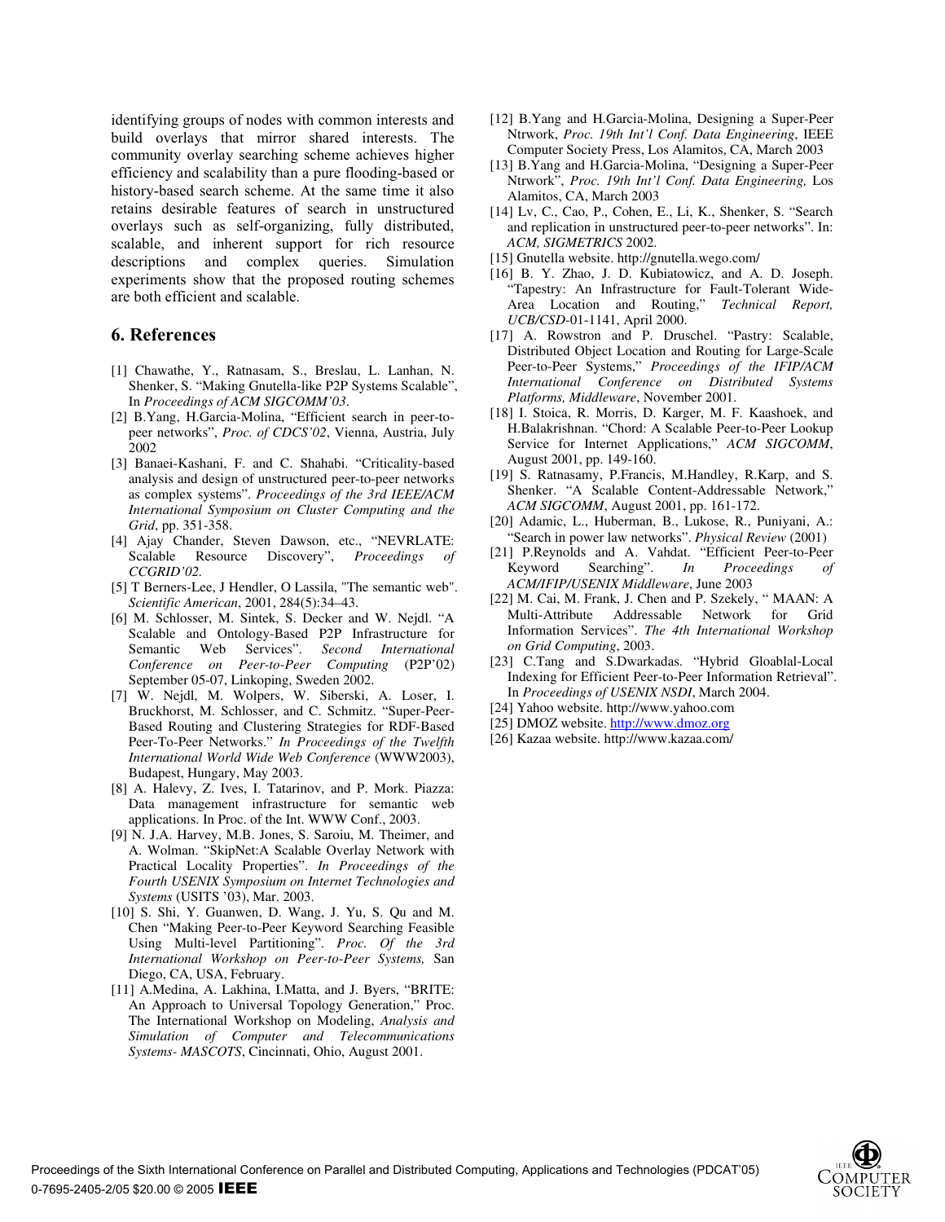identifying groups of nodes with common interests and build overlays that mirror shared interests. The community overlay searching scheme achieves higher efficiency and scalability than a pure flooding-based or history-based search scheme. At the same time it also retains desirable features of search in unstructured overlays such as self-organizing, fully distributed, scalable, and inherent support for rich resource descriptions and complex queries. Simulation experiments show that the proposed routing schemes are both efficient and scalable.

## 6. References

[1] Chawathe, Y., Ratnasam, S., Breslau, L. Lanhan, N. Shenker, S. "Making Gnutella-like P2P Systems Scalable", In *Proceedings of ACM SIGCOMM'03*.

[2] B.Yang, H.Garcia-Molina, "Efficient search in peer-to-peer networks", *Proc. of CDCS'02*, Vienna, Austria, July 2002

[3] Banaei-Kashani, F. and C. Shahabi. "Criticality-based analysis and design of unstructured peer-to-peer networks as complex systems". *Proceedings of the 3rd IEEE/ACM International Symposium on Cluster Computing and the Grid*, pp. 351-358.

[4] Ajay Chander, Steven Dawson, etc., "NEVRLATE: Scalable Resource Discovery", *Proceedings of CCGRID'02.*

[5] T Berners-Lee, J Hendler, O Lassila, "The semantic web". *Scientific American*, 2001, 284(5):34–43.

[6] M. Schlosser, M. Sintek, S. Decker and W. Nejdl. "A Scalable and Ontology-Based P2P Infrastructure for Semantic Web Services". *Second International Conference on Peer-to-Peer Computing* (P2P'02) September 05-07, Linkoping, Sweden 2002.

[7] W. Nejdl, M. Wolpers, W. Siberski, A. Loser, I. Bruckhorst, M. Schlosser, and C. Schmitz. "Super-Peer-Based Routing and Clustering Strategies for RDF-Based Peer-To-Peer Networks." *In Proceedings of the Twelfth International World Wide Web Conference* (WWW2003), Budapest, Hungary, May 2003.

[8] A. Halevy, Z. Ives, I. Tatarinov, and P. Mork. Piazza: Data management infrastructure for semantic web applications. In Proc. of the Int. WWW Conf., 2003.

[9] N. J.A. Harvey, M.B. Jones, S. Saroiu, M. Theimer, and A. Wolman. "SkipNet:A Scalable Overlay Network with Practical Locality Properties". *In Proceedings of the Fourth USENIX Symposium on Internet Technologies and Systems* (USITS '03), Mar. 2003.

[10] S. Shi, Y. Guanwen, D. Wang, J. Yu, S. Qu and M. Chen "Making Peer-to-Peer Keyword Searching Feasible Using Multi-level Partitioning". *Proc. Of the 3rd International Workshop on Peer-to-Peer Systems,* San Diego, CA, USA, February.

[11] A.Medina, A. Lakhina, I.Matta, and J. Byers, "BRITE: An Approach to Universal Topology Generation," Proc. The International Workshop on Modeling, *Analysis and Simulation of Computer and Telecommunications Systems- MASCOTS*, Cincinnati, Ohio, August 2001.

[12] B.Yang and H.Garcia-Molina, Designing a Super-Peer Ntrwork, *Proc. 19th Int'l Conf. Data Engineering*, IEEE Computer Society Press, Los Alamitos, CA, March 2003

[13] B.Yang and H.Garcia-Molina, "Designing a Super-Peer Ntrwork", *Proc. 19th Int'l Conf. Data Engineering,* Los Alamitos, CA, March 2003

[14] Lv, C., Cao, P., Cohen, E., Li, K., Shenker, S. "Search and replication in unstructured peer-to-peer networks". In: *ACM, SIGMETRICS* 2002.

[15] Gnutella website. http://gnutella.wego.com/

[16] B. Y. Zhao, J. D. Kubiatowicz, and A. D. Joseph. "Tapestry: An Infrastructure for Fault-Tolerant Wide-Area Location and Routing," *Technical Report, UCB/CSD*-01-1141, April 2000.

[17] A. Rowstron and P. Druschel. "Pastry: Scalable, Distributed Object Location and Routing for Large-Scale Peer-to-Peer Systems," *Proceedings of the IFIP/ACM International Conference on Distributed Systems Platforms, Middleware*, November 2001.

[18] I. Stoica, R. Morris, D. Karger, M. F. Kaashoek, and H.Balakrishnan. "Chord: A Scalable Peer-to-Peer Lookup Service for Internet Applications," *ACM SIGCOMM*, August 2001, pp. 149-160.

[19] S. Ratnasamy, P.Francis, M.Handley, R.Karp, and S. Shenker. "A Scalable Content-Addressable Network," *ACM SIGCOMM*, August 2001, pp. 161-172.

[20] Adamic, L., Huberman, B., Lukose, R., Puniyani, A.: "Search in power law networks". *Physical Review* (2001)

[21] P.Reynolds and A. Vahdat. "Efficient Peer-to-Peer Keyword Searching". *In Proceedings of ACM/IFIP/USENIX Middleware*, June 2003

[22] M. Cai, M. Frank, J. Chen and P. Szekely, " MAAN: A Multi-Attribute Addressable Network for Grid Information Services". *The 4th International Workshop on Grid Computing*, 2003.

[23] C.Tang and S.Dwarkadas. "Hybrid Gloablal-Local Indexing for Efficient Peer-to-Peer Information Retrieval". In *Proceedings of USENIX NSDI*, March 2004.

[24] Yahoo website. http://www.yahoo.com

[25] DMOZ website. http://www.dmoz.org

[26] Kazaa website. http://www.kazaa.com/